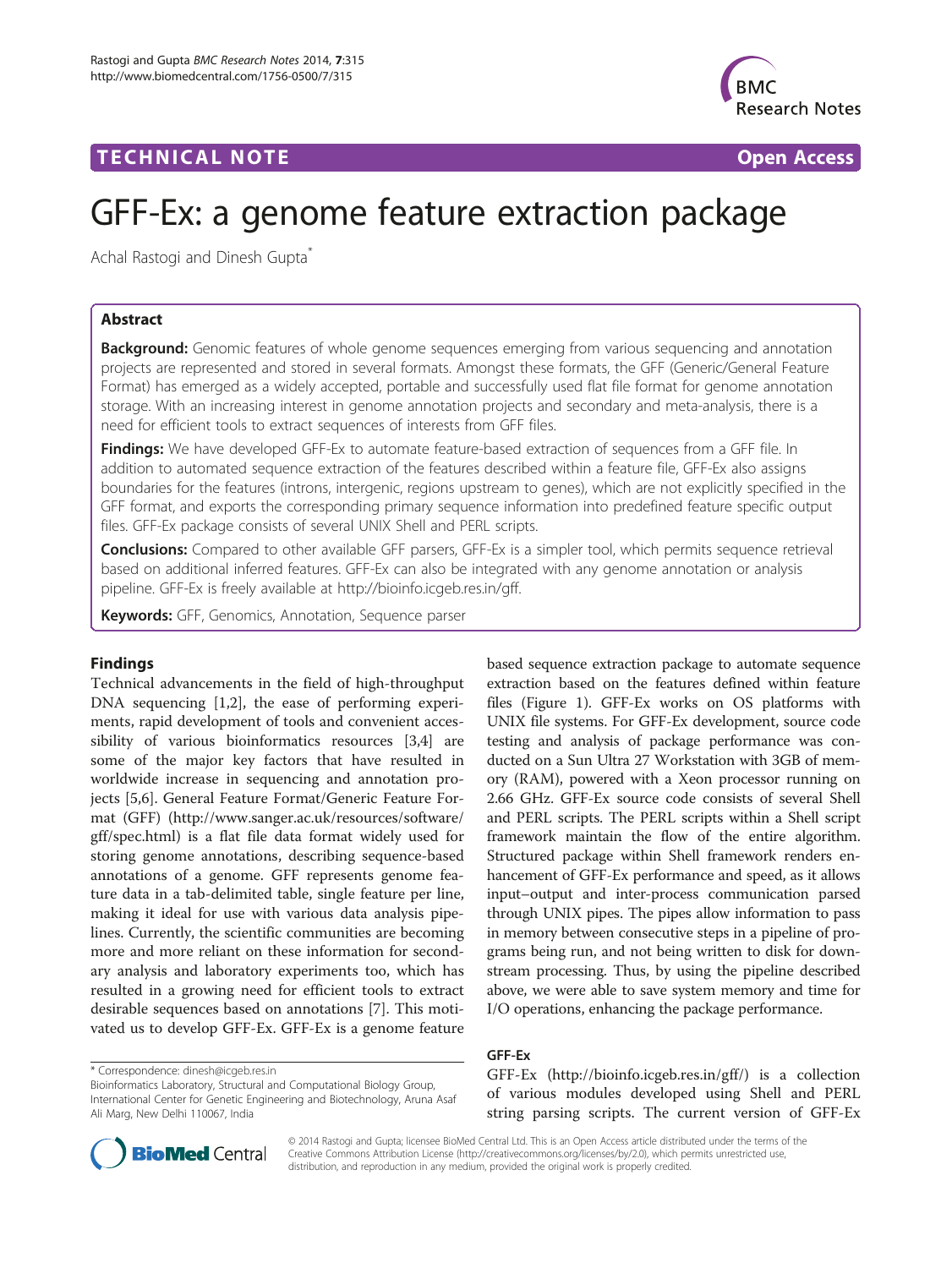TECHNICAL NOTE **Open Access**

# GFF-Ex: a genome feature extraction package

Achal Rastogi and Dinesh Gupta*

## Abstract

**Background:** Genomic features of whole genome sequences emerging from various sequencing and annotation projects are represented and stored in several formats. Amongst these formats, the GFF (Generic/General Feature Format) has emerged as a widely accepted, portable and successfully used flat file format for genome annotation storage. With an increasing interest in genome annotation projects and secondary and meta-analysis, there is a need for efficient tools to extract sequences of interests from GFF files.

**Findings:** We have developed GFF-Ex to automate feature-based extraction of sequences from a GFF file. In addition to automated sequence extraction of the features described within a feature file, GFF-Ex also assigns boundaries for the features (introns, intergenic, regions upstream to genes), which are not explicitly specified in the GFF format, and exports the corresponding primary sequence information into predefined feature specific output files. GFF-Ex package consists of several UNIX Shell and PERL scripts.

**Conclusions:** Compared to other available GFF parsers, GFF-Ex is a simpler tool, which permits sequence retrieval based on additional inferred features. GFF-Ex can also be integrated with any genome annotation or analysis pipeline. GFF-Ex is freely available at http://bioinfo.icgeb.res.in/gff.

**Keywords:** GFF, Genomics, Annotation, Sequence parser

## Findings

Technical advancements in the field of high-throughput DNA sequencing [1,2], the ease of performing experiments, rapid development of tools and convenient accessibility of various bioinformatics resources [3,4] are some of the major key factors that have resulted in worldwide increase in sequencing and annotation projects [5,6]. General Feature Format/Generic Feature Format (GFF) (http://www.sanger.ac.uk/resources/software/gff/spec.html) is a flat file data format widely used for storing genome annotations, describing sequence-based annotations of a genome. GFF represents genome feature data in a tab-delimited table, single feature per line, making it ideal for use with various data analysis pipelines. Currently, the scientific communities are becoming more and more reliant on these information for secondary analysis and laboratory experiments too, which has resulted in a growing need for efficient tools to extract desirable sequences based on annotations [7]. This motivated us to develop GFF-Ex. GFF-Ex is a genome feature based sequence extraction package to automate sequence extraction based on the features defined within feature files (Figure 1). GFF-Ex works on OS platforms with UNIX file systems. For GFF-Ex development, source code testing and analysis of package performance was conducted on a Sun Ultra 27 Workstation with 3GB of memory (RAM), powered with a Xeon processor running on 2.66 GHz. GFF-Ex source code consists of several Shell and PERL scripts. The PERL scripts within a Shell script framework maintain the flow of the entire algorithm. Structured package within Shell framework renders enhancement of GFF-Ex performance and speed, as it allows input–output and inter-process communication parsed through UNIX pipes. The pipes allow information to pass in memory between consecutive steps in a pipeline of programs being run, and not being written to disk for downstream processing. Thus, by using the pipeline described above, we were able to save system memory and time for I/O operations, enhancing the package performance.

### GFF-Ex

GFF-Ex (http://bioinfo.icgeb.res.in/gff/) is a collection of various modules developed using Shell and PERL string parsing scripts. The current version of GFF-Ex

* Correspondence: dinesh@icgeb.res.in
Bioinformatics Laboratory, Structural and Computational Biology Group, International Center for Genetic Engineering and Biotechnology, Aruna Asaf Ali Marg, New Delhi 110067, India

© 2014 Rastogi and Gupta; licensee BioMed Central Ltd. This is an Open Access article distributed under the terms of the Creative Commons Attribution License (http://creativecommons.org/licenses/by/2.0), which permits unrestricted use, distribution, and reproduction in any medium, provided the original work is properly credited.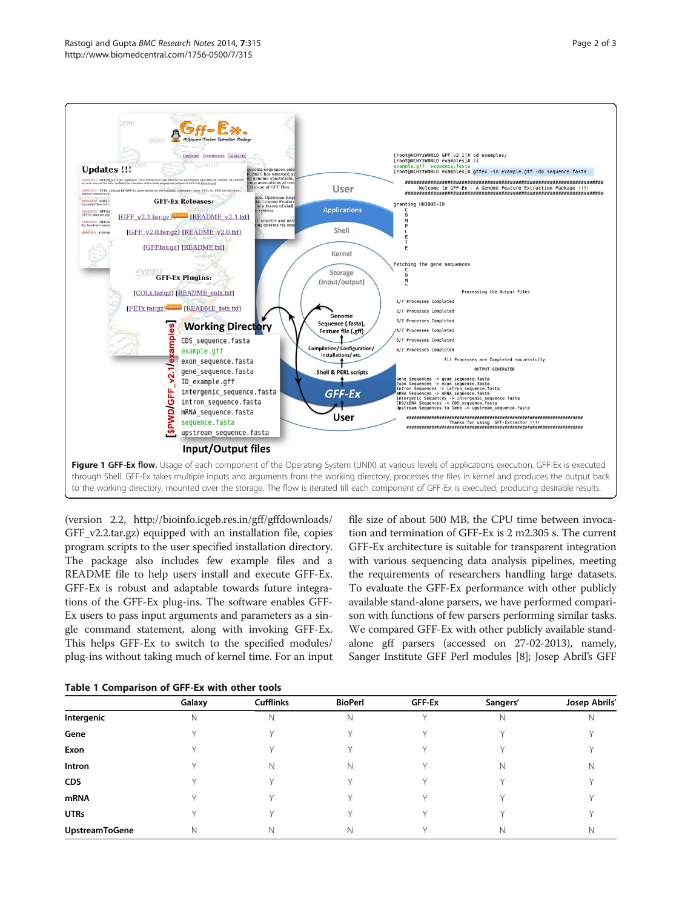**Figure 1 GFF-Ex flow.** Usage of each component of the Operating System (UNIX) at various levels of applications execution. GFF-Ex is executed through Shell. GFF-Ex takes multiple inputs and arguments from the working directory, processes the files in kernel and produces the output back to the working directory, mounted over the storage. The flow is iterated till each component of GFF-Ex is executed, producing desirable results.

(version 2.2, http://bioinfo.icgeb.res.in/gff/gffdownloads/GFF_v2.2.tar.gz) equipped with an installation file, copies program scripts to the user specified installation directory. The package also includes few example files and a README file to help users install and execute GFF-Ex. GFF-Ex is robust and adaptable towards future integrations of the GFF-Ex plug-ins. The software enables GFF-Ex users to pass input arguments and parameters as a single command statement, along with invoking GFF-Ex. This helps GFF-Ex to switch to the specified modules/plug-ins without taking much of kernel time. For an input file size of about 500 MB, the CPU time between invocation and termination of GFF-Ex is 2 m2.305 s. The current GFF-Ex architecture is suitable for transparent integration with various sequencing data analysis pipelines, meeting the requirements of researchers handling large datasets. To evaluate the GFF-Ex performance with other publicly available stand-alone parsers, we have performed comparison with functions of few parsers performing similar tasks. We compared GFF-Ex with other publicly available stand-alone gff parsers (accessed on 27-02-2013), namely, Sanger Institute GFF Perl modules [8]; Josep Abril's GFF

**Table 1 Comparison of GFF-Ex with other tools**

| | Galaxy | Cufflinks | BioPerl | GFF-Ex | Sangers' | Josep Abrils' |
|---|---|---|---|---|---|---|
| **Intergenic** | N | N | N | Y | N | N |
| **Gene** | Y | Y | Y | Y | Y | Y |
| **Exon** | Y | Y | Y | Y | Y | Y |
| **Intron** | Y | N | N | Y | N | N |
| **CDS** | Y | Y | Y | Y | Y | Y |
| **mRNA** | Y | Y | Y | Y | Y | Y |
| **UTRs** | Y | Y | Y | Y | Y | Y |
| **UpstreamToGene** | N | N | N | Y | N | N |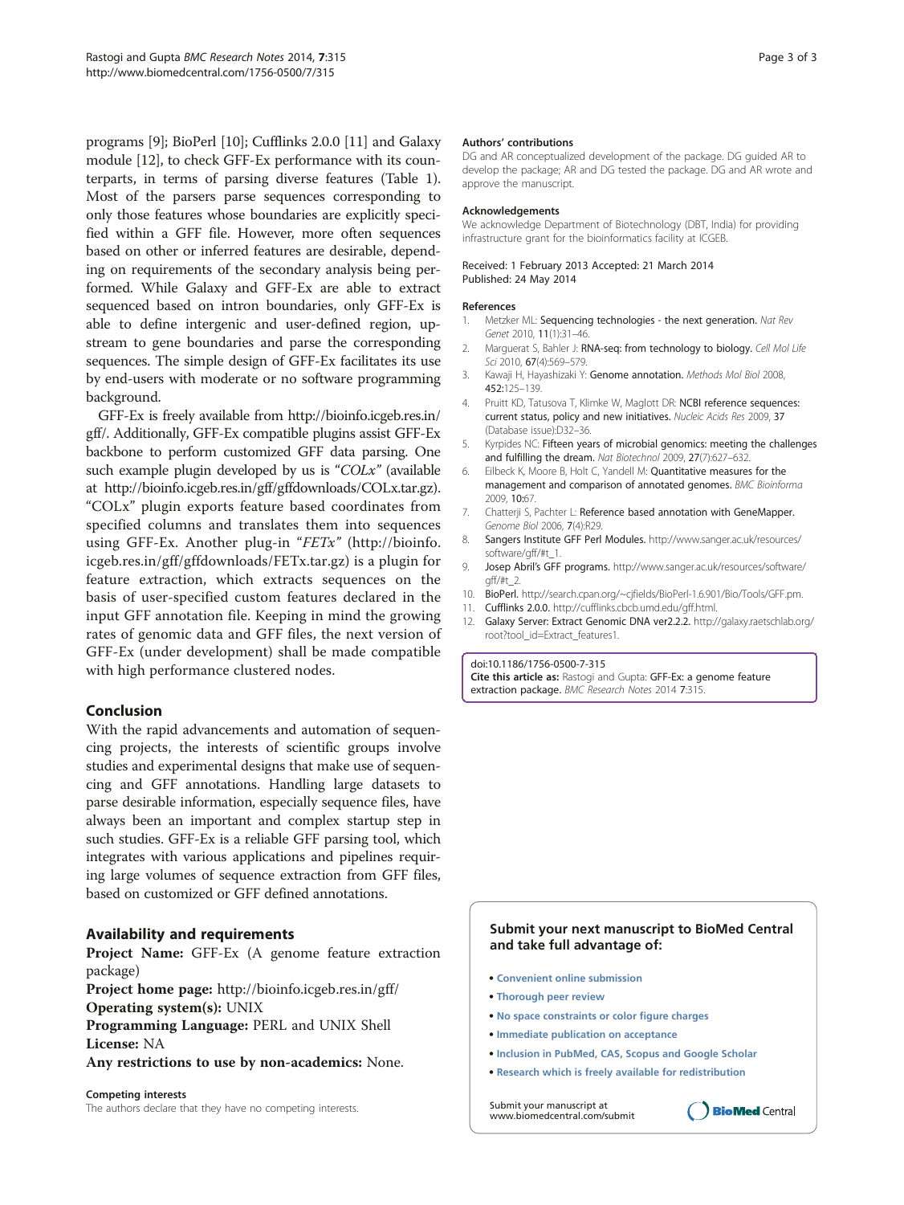programs [9]; BioPerl [10]; Cufflinks 2.0.0 [11] and Galaxy module [12], to check GFF-Ex performance with its counterparts, in terms of parsing diverse features (Table 1). Most of the parsers parse sequences corresponding to only those features whose boundaries are explicitly specified within a GFF file. However, more often sequences based on other or inferred features are desirable, depending on requirements of the secondary analysis being performed. While Galaxy and GFF-Ex are able to extract sequenced based on intron boundaries, only GFF-Ex is able to define intergenic and user-defined region, upstream to gene boundaries and parse the corresponding sequences. The simple design of GFF-Ex facilitates its use by end-users with moderate or no software programming background.

GFF-Ex is freely available from http://bioinfo.icgeb.res.in/gff/. Additionally, GFF-Ex compatible plugins assist GFF-Ex backbone to perform customized GFF data parsing. One such example plugin developed by us is "*COLx*" (available at http://bioinfo.icgeb.res.in/gff/gffdownloads/COLx.tar.gz). "COLx" plugin exports feature based coordinates from specified columns and translates them into sequences using GFF-Ex. Another plug-in "*FETx*" (http://bioinfo.icgeb.res.in/gff/gffdownloads/FETx.tar.gz) is a plugin for feature *ex*traction, which extracts sequences on the basis of user-specified custom features declared in the input GFF annotation file. Keeping in mind the growing rates of genomic data and GFF files, the next version of GFF-Ex (under development) shall be made compatible with high performance clustered nodes.

## Conclusion

With the rapid advancements and automation of sequencing projects, the interests of scientific groups involve studies and experimental designs that make use of sequencing and GFF annotations. Handling large datasets to parse desirable information, especially sequence files, have always been an important and complex startup step in such studies. GFF-Ex is a reliable GFF parsing tool, which integrates with various applications and pipelines requiring large volumes of sequence extraction from GFF files, based on customized or GFF defined annotations.

## Availability and requirements

**Project Name:** GFF-Ex (A genome feature extraction package)
**Project home page:** http://bioinfo.icgeb.res.in/gff/
**Operating system(s):** UNIX
**Programming Language:** PERL and UNIX Shell
**License:** NA
**Any restrictions to use by non-academics:** None.

#### Competing interests

The authors declare that they have no competing interests.

#### Authors' contributions

DG and AR conceptualized development of the package. DG guided AR to develop the package; AR and DG tested the package. DG and AR wrote and approve the manuscript.

#### Acknowledgements

We acknowledge Department of Biotechnology (DBT, India) for providing infrastructure grant for the bioinformatics facility at ICGEB.

Received: 1 February 2013 Accepted: 21 March 2014
Published: 24 May 2014

#### References

1. Metzker ML: **Sequencing technologies - the next generation.** *Nat Rev Genet* 2010, **11**(1):31–46.
2. Marguerat S, Bahler J: **RNA-seq: from technology to biology.** *Cell Mol Life Sci* 2010, **67**(4):569–579.
3. Kawaji H, Hayashizaki Y: **Genome annotation.** *Methods Mol Biol* 2008, **452**:125–139.
4. Pruitt KD, Tatusova T, Klimke W, Maglott DR: **NCBI reference sequences: current status, policy and new initiatives.** *Nucleic Acids Res* 2009, **37** (Database issue):D32–36.
5. Kyrpides NC: **Fifteen years of microbial genomics: meeting the challenges and fulfilling the dream.** *Nat Biotechnol* 2009, **27**(7):627–632.
6. Eilbeck K, Moore B, Holt C, Yandell M: **Quantitative measures for the management and comparison of annotated genomes.** *BMC Bioinforma* 2009, **10**:67.
7. Chatterji S, Pachter L: **Reference based annotation with GeneMapper.** *Genome Biol* 2006, **7**(4):R29.
8. **Sangers Institute GFF Perl Modules.** http://www.sanger.ac.uk/resources/software/gff/#t_1.
9. **Josep Abril's GFF programs.** http://www.sanger.ac.uk/resources/software/gff/#t_2.
10. **BioPerl.** http://search.cpan.org/~cjfields/BioPerl-1.6.901/Bio/Tools/GFF.pm.
11. **Cufflinks 2.0.0.** http://cufflinks.cbcb.umd.edu/gff.html.
12. **Galaxy Server: Extract Genomic DNA ver2.2.2.** http://galaxy.raetschlab.org/root?tool_id=Extract_features1.

doi:10.1186/1756-0500-7-315
**Cite this article as:** Rastogi and Gupta: **GFF-Ex: a genome feature extraction package.** *BMC Research Notes* 2014 **7**:315.

**Submit your next manuscript to BioMed Central and take full advantage of:**

- Convenient online submission
- Thorough peer review
- No space constraints or color figure charges
- Immediate publication on acceptance
- Inclusion in PubMed, CAS, Scopus and Google Scholar
- Research which is freely available for redistribution

Submit your manuscript at
www.biomedcentral.com/submit

BioMed Central